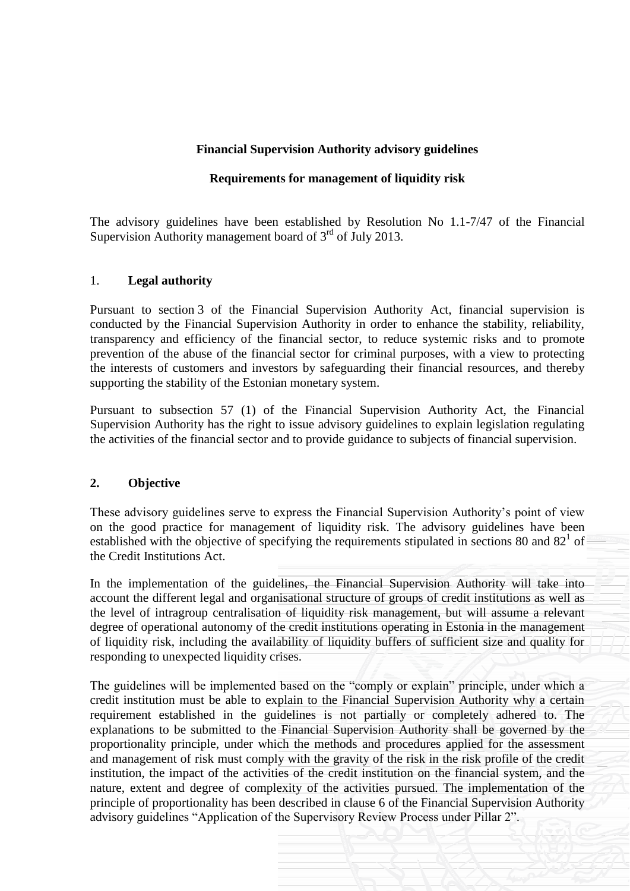**Financial Supervision Authority advisory guidelines**

**Requirements for management of liquidity risk**

The advisory guidelines have been established by Resolution No 1.1-7/47 of the Financial Supervision Authority management board of 3rd of July 2013.

## 1. Legal authority

Pursuant to section 3 of the Financial Supervision Authority Act, financial supervision is conducted by the Financial Supervision Authority in order to enhance the stability, reliability, transparency and efficiency of the financial sector, to reduce systemic risks and to promote prevention of the abuse of the financial sector for criminal purposes, with a view to protecting the interests of customers and investors by safeguarding their financial resources, and thereby supporting the stability of the Estonian monetary system.

Pursuant to subsection 57 (1) of the Financial Supervision Authority Act, the Financial Supervision Authority has the right to issue advisory guidelines to explain legislation regulating the activities of the financial sector and to provide guidance to subjects of financial supervision.

## 2. Objective

These advisory guidelines serve to express the Financial Supervision Authority's point of view on the good practice for management of liquidity risk. The advisory guidelines have been established with the objective of specifying the requirements stipulated in sections 80 and 82[1] of the Credit Institutions Act.

In the implementation of the guidelines, the Financial Supervision Authority will take into account the different legal and organisational structure of groups of credit institutions as well as the level of intragroup centralisation of liquidity risk management, but will assume a relevant degree of operational autonomy of the credit institutions operating in Estonia in the management of liquidity risk, including the availability of liquidity buffers of sufficient size and quality for responding to unexpected liquidity crises.

The guidelines will be implemented based on the "comply or explain" principle, under which a credit institution must be able to explain to the Financial Supervision Authority why a certain requirement established in the guidelines is not partially or completely adhered to. The explanations to be submitted to the Financial Supervision Authority shall be governed by the proportionality principle, under which the methods and procedures applied for the assessment and management of risk must comply with the gravity of the risk in the risk profile of the credit institution, the impact of the activities of the credit institution on the financial system, and the nature, extent and degree of complexity of the activities pursued. The implementation of the principle of proportionality has been described in clause 6 of the Financial Supervision Authority advisory guidelines "Application of the Supervisory Review Process under Pillar 2".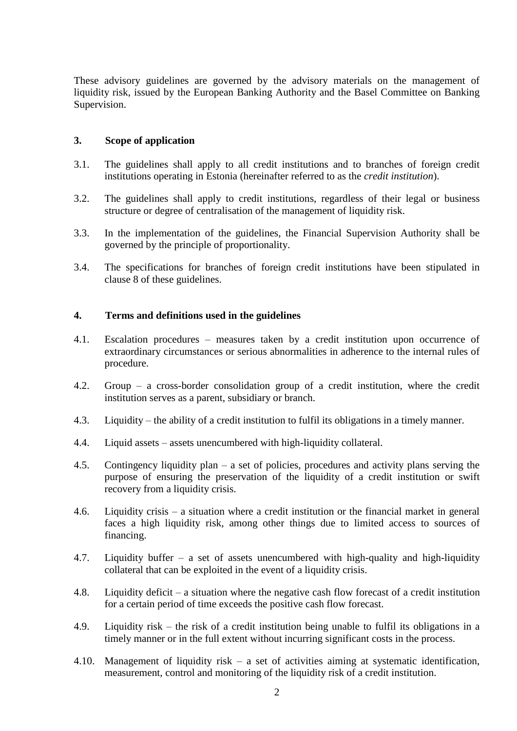These advisory guidelines are governed by the advisory materials on the management of liquidity risk, issued by the European Banking Authority and the Basel Committee on Banking Supervision.

## 3. Scope of application

3.1. The guidelines shall apply to all credit institutions and to branches of foreign credit institutions operating in Estonia (hereinafter referred to as the *credit institution*).

3.2. The guidelines shall apply to credit institutions, regardless of their legal or business structure or degree of centralisation of the management of liquidity risk.

3.3. In the implementation of the guidelines, the Financial Supervision Authority shall be governed by the principle of proportionality.

3.4. The specifications for branches of foreign credit institutions have been stipulated in clause 8 of these guidelines.

## 4. Terms and definitions used in the guidelines

4.1. Escalation procedures – measures taken by a credit institution upon occurrence of extraordinary circumstances or serious abnormalities in adherence to the internal rules of procedure.

4.2. Group – a cross-border consolidation group of a credit institution, where the credit institution serves as a parent, subsidiary or branch.

4.3. Liquidity – the ability of a credit institution to fulfil its obligations in a timely manner.

4.4. Liquid assets – assets unencumbered with high-liquidity collateral.

4.5. Contingency liquidity plan – a set of policies, procedures and activity plans serving the purpose of ensuring the preservation of the liquidity of a credit institution or swift recovery from a liquidity crisis.

4.6. Liquidity crisis – a situation where a credit institution or the financial market in general faces a high liquidity risk, among other things due to limited access to sources of financing.

4.7. Liquidity buffer – a set of assets unencumbered with high-quality and high-liquidity collateral that can be exploited in the event of a liquidity crisis.

4.8. Liquidity deficit – a situation where the negative cash flow forecast of a credit institution for a certain period of time exceeds the positive cash flow forecast.

4.9. Liquidity risk – the risk of a credit institution being unable to fulfil its obligations in a timely manner or in the full extent without incurring significant costs in the process.

4.10. Management of liquidity risk – a set of activities aiming at systematic identification, measurement, control and monitoring of the liquidity risk of a credit institution.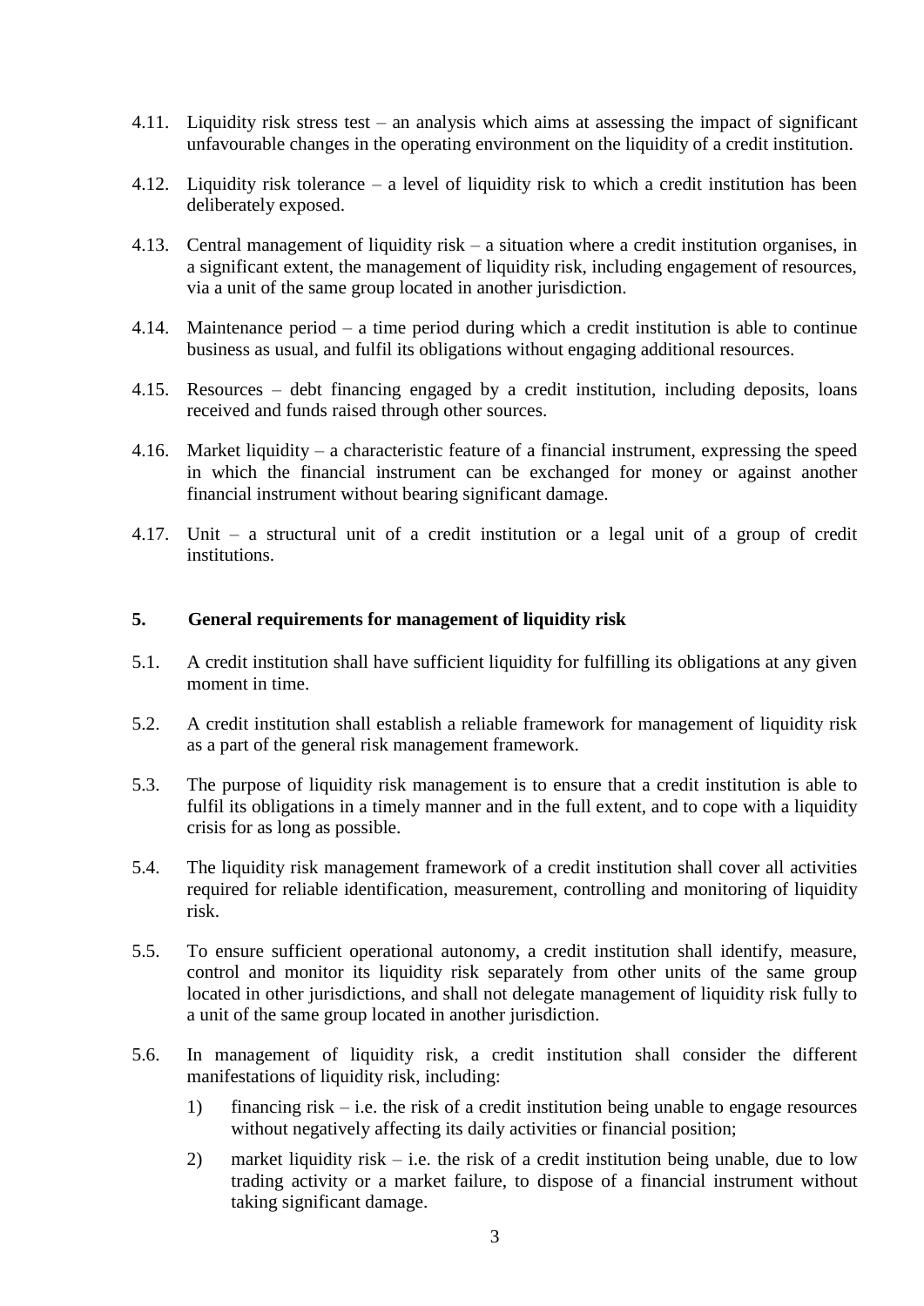4.11. Liquidity risk stress test – an analysis which aims at assessing the impact of significant unfavourable changes in the operating environment on the liquidity of a credit institution.

4.12. Liquidity risk tolerance – a level of liquidity risk to which a credit institution has been deliberately exposed.

4.13. Central management of liquidity risk – a situation where a credit institution organises, in a significant extent, the management of liquidity risk, including engagement of resources, via a unit of the same group located in another jurisdiction.

4.14. Maintenance period – a time period during which a credit institution is able to continue business as usual, and fulfil its obligations without engaging additional resources.

4.15. Resources – debt financing engaged by a credit institution, including deposits, loans received and funds raised through other sources.

4.16. Market liquidity – a characteristic feature of a financial instrument, expressing the speed in which the financial instrument can be exchanged for money or against another financial instrument without bearing significant damage.

4.17. Unit – a structural unit of a credit institution or a legal unit of a group of credit institutions.

## 5. General requirements for management of liquidity risk

5.1. A credit institution shall have sufficient liquidity for fulfilling its obligations at any given moment in time.

5.2. A credit institution shall establish a reliable framework for management of liquidity risk as a part of the general risk management framework.

5.3. The purpose of liquidity risk management is to ensure that a credit institution is able to fulfil its obligations in a timely manner and in the full extent, and to cope with a liquidity crisis for as long as possible.

5.4. The liquidity risk management framework of a credit institution shall cover all activities required for reliable identification, measurement, controlling and monitoring of liquidity risk.

5.5. To ensure sufficient operational autonomy, a credit institution shall identify, measure, control and monitor its liquidity risk separately from other units of the same group located in other jurisdictions, and shall not delegate management of liquidity risk fully to a unit of the same group located in another jurisdiction.

5.6. In management of liquidity risk, a credit institution shall consider the different manifestations of liquidity risk, including:

1) financing risk – i.e. the risk of a credit institution being unable to engage resources without negatively affecting its daily activities or financial position;

2) market liquidity risk – i.e. the risk of a credit institution being unable, due to low trading activity or a market failure, to dispose of a financial instrument without taking significant damage.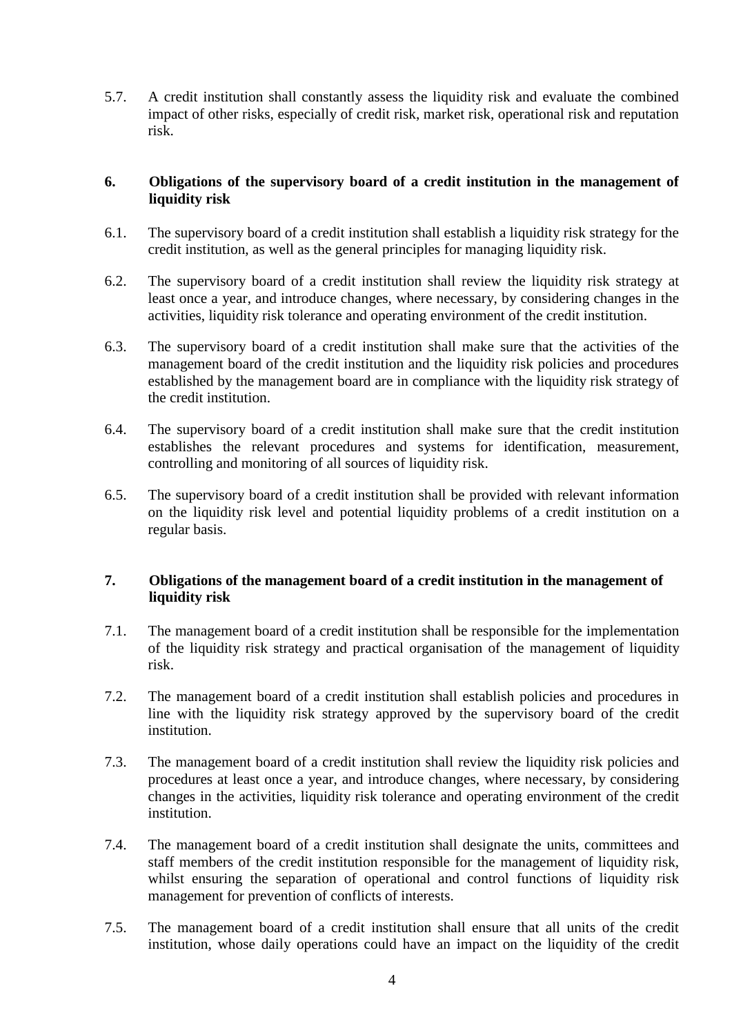5.7. A credit institution shall constantly assess the liquidity risk and evaluate the combined impact of other risks, especially of credit risk, market risk, operational risk and reputation risk.

## 6. Obligations of the supervisory board of a credit institution in the management of liquidity risk

6.1. The supervisory board of a credit institution shall establish a liquidity risk strategy for the credit institution, as well as the general principles for managing liquidity risk.

6.2. The supervisory board of a credit institution shall review the liquidity risk strategy at least once a year, and introduce changes, where necessary, by considering changes in the activities, liquidity risk tolerance and operating environment of the credit institution.

6.3. The supervisory board of a credit institution shall make sure that the activities of the management board of the credit institution and the liquidity risk policies and procedures established by the management board are in compliance with the liquidity risk strategy of the credit institution.

6.4. The supervisory board of a credit institution shall make sure that the credit institution establishes the relevant procedures and systems for identification, measurement, controlling and monitoring of all sources of liquidity risk.

6.5. The supervisory board of a credit institution shall be provided with relevant information on the liquidity risk level and potential liquidity problems of a credit institution on a regular basis.

## 7. Obligations of the management board of a credit institution in the management of liquidity risk

7.1. The management board of a credit institution shall be responsible for the implementation of the liquidity risk strategy and practical organisation of the management of liquidity risk.

7.2. The management board of a credit institution shall establish policies and procedures in line with the liquidity risk strategy approved by the supervisory board of the credit institution.

7.3. The management board of a credit institution shall review the liquidity risk policies and procedures at least once a year, and introduce changes, where necessary, by considering changes in the activities, liquidity risk tolerance and operating environment of the credit institution.

7.4. The management board of a credit institution shall designate the units, committees and staff members of the credit institution responsible for the management of liquidity risk, whilst ensuring the separation of operational and control functions of liquidity risk management for prevention of conflicts of interests.

7.5. The management board of a credit institution shall ensure that all units of the credit institution, whose daily operations could have an impact on the liquidity of the credit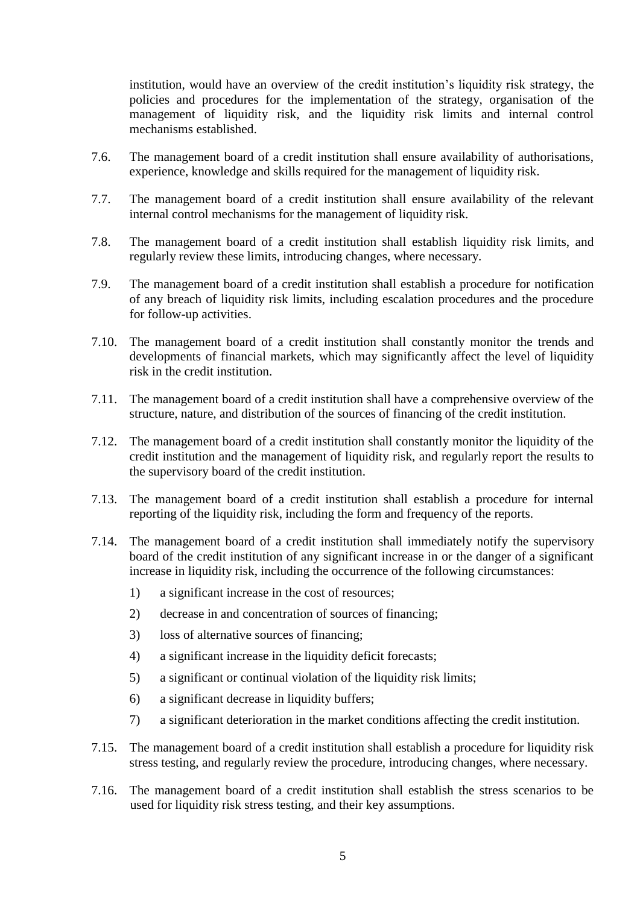institution, would have an overview of the credit institution's liquidity risk strategy, the policies and procedures for the implementation of the strategy, organisation of the management of liquidity risk, and the liquidity risk limits and internal control mechanisms established.

7.6. The management board of a credit institution shall ensure availability of authorisations, experience, knowledge and skills required for the management of liquidity risk.

7.7. The management board of a credit institution shall ensure availability of the relevant internal control mechanisms for the management of liquidity risk.

7.8. The management board of a credit institution shall establish liquidity risk limits, and regularly review these limits, introducing changes, where necessary.

7.9. The management board of a credit institution shall establish a procedure for notification of any breach of liquidity risk limits, including escalation procedures and the procedure for follow-up activities.

7.10. The management board of a credit institution shall constantly monitor the trends and developments of financial markets, which may significantly affect the level of liquidity risk in the credit institution.

7.11. The management board of a credit institution shall have a comprehensive overview of the structure, nature, and distribution of the sources of financing of the credit institution.

7.12. The management board of a credit institution shall constantly monitor the liquidity of the credit institution and the management of liquidity risk, and regularly report the results to the supervisory board of the credit institution.

7.13. The management board of a credit institution shall establish a procedure for internal reporting of the liquidity risk, including the form and frequency of the reports.

7.14. The management board of a credit institution shall immediately notify the supervisory board of the credit institution of any significant increase in or the danger of a significant increase in liquidity risk, including the occurrence of the following circumstances:

1) a significant increase in the cost of resources;
2) decrease in and concentration of sources of financing;
3) loss of alternative sources of financing;
4) a significant increase in the liquidity deficit forecasts;
5) a significant or continual violation of the liquidity risk limits;
6) a significant decrease in liquidity buffers;
7) a significant deterioration in the market conditions affecting the credit institution.

7.15. The management board of a credit institution shall establish a procedure for liquidity risk stress testing, and regularly review the procedure, introducing changes, where necessary.

7.16. The management board of a credit institution shall establish the stress scenarios to be used for liquidity risk stress testing, and their key assumptions.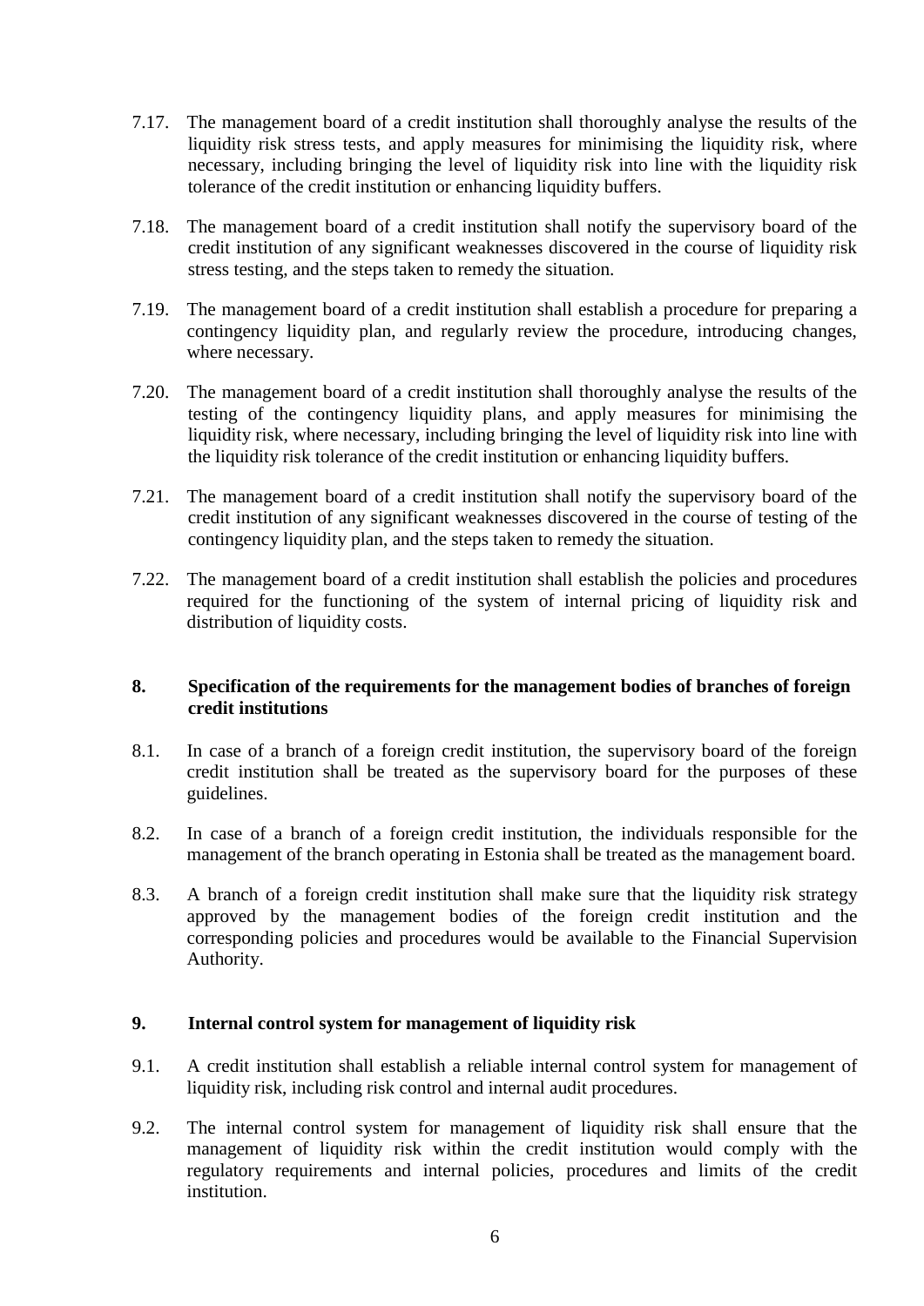7.17. The management board of a credit institution shall thoroughly analyse the results of the liquidity risk stress tests, and apply measures for minimising the liquidity risk, where necessary, including bringing the level of liquidity risk into line with the liquidity risk tolerance of the credit institution or enhancing liquidity buffers.

7.18. The management board of a credit institution shall notify the supervisory board of the credit institution of any significant weaknesses discovered in the course of liquidity risk stress testing, and the steps taken to remedy the situation.

7.19. The management board of a credit institution shall establish a procedure for preparing a contingency liquidity plan, and regularly review the procedure, introducing changes, where necessary.

7.20. The management board of a credit institution shall thoroughly analyse the results of the testing of the contingency liquidity plans, and apply measures for minimising the liquidity risk, where necessary, including bringing the level of liquidity risk into line with the liquidity risk tolerance of the credit institution or enhancing liquidity buffers.

7.21. The management board of a credit institution shall notify the supervisory board of the credit institution of any significant weaknesses discovered in the course of testing of the contingency liquidity plan, and the steps taken to remedy the situation.

7.22. The management board of a credit institution shall establish the policies and procedures required for the functioning of the system of internal pricing of liquidity risk and distribution of liquidity costs.

## 8. Specification of the requirements for the management bodies of branches of foreign credit institutions

8.1. In case of a branch of a foreign credit institution, the supervisory board of the foreign credit institution shall be treated as the supervisory board for the purposes of these guidelines.

8.2. In case of a branch of a foreign credit institution, the individuals responsible for the management of the branch operating in Estonia shall be treated as the management board.

8.3. A branch of a foreign credit institution shall make sure that the liquidity risk strategy approved by the management bodies of the foreign credit institution and the corresponding policies and procedures would be available to the Financial Supervision Authority.

## 9. Internal control system for management of liquidity risk

9.1. A credit institution shall establish a reliable internal control system for management of liquidity risk, including risk control and internal audit procedures.

9.2. The internal control system for management of liquidity risk shall ensure that the management of liquidity risk within the credit institution would comply with the regulatory requirements and internal policies, procedures and limits of the credit institution.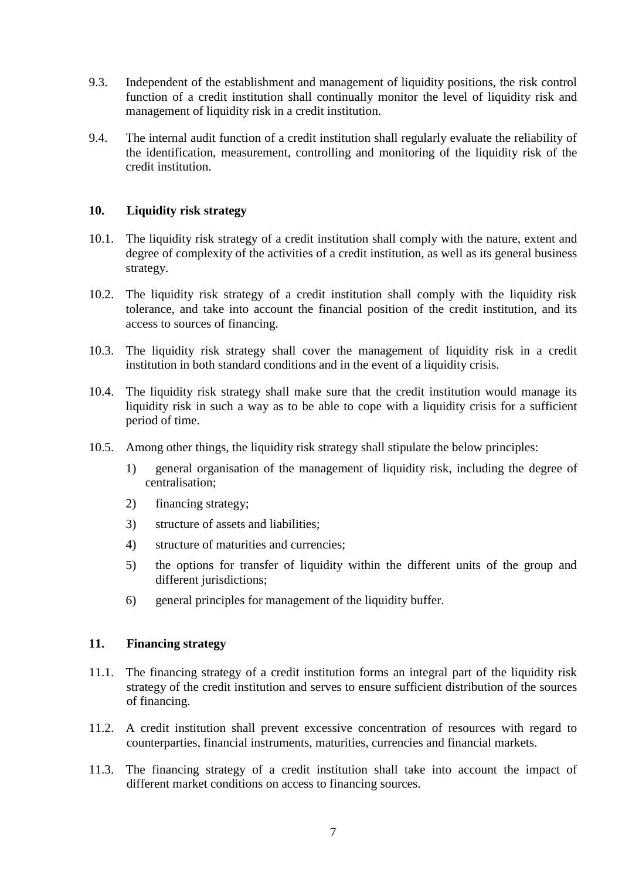9.3. Independent of the establishment and management of liquidity positions, the risk control function of a credit institution shall continually monitor the level of liquidity risk and management of liquidity risk in a credit institution.

9.4. The internal audit function of a credit institution shall regularly evaluate the reliability of the identification, measurement, controlling and monitoring of the liquidity risk of the credit institution.

## 10. Liquidity risk strategy

10.1. The liquidity risk strategy of a credit institution shall comply with the nature, extent and degree of complexity of the activities of a credit institution, as well as its general business strategy.

10.2. The liquidity risk strategy of a credit institution shall comply with the liquidity risk tolerance, and take into account the financial position of the credit institution, and its access to sources of financing.

10.3. The liquidity risk strategy shall cover the management of liquidity risk in a credit institution in both standard conditions and in the event of a liquidity crisis.

10.4. The liquidity risk strategy shall make sure that the credit institution would manage its liquidity risk in such a way as to be able to cope with a liquidity crisis for a sufficient period of time.

10.5. Among other things, the liquidity risk strategy shall stipulate the below principles:

1) general organisation of the management of liquidity risk, including the degree of centralisation;
2) financing strategy;
3) structure of assets and liabilities;
4) structure of maturities and currencies;
5) the options for transfer of liquidity within the different units of the group and different jurisdictions;
6) general principles for management of the liquidity buffer.

## 11. Financing strategy

11.1. The financing strategy of a credit institution forms an integral part of the liquidity risk strategy of the credit institution and serves to ensure sufficient distribution of the sources of financing.

11.2. A credit institution shall prevent excessive concentration of resources with regard to counterparties, financial instruments, maturities, currencies and financial markets.

11.3. The financing strategy of a credit institution shall take into account the impact of different market conditions on access to financing sources.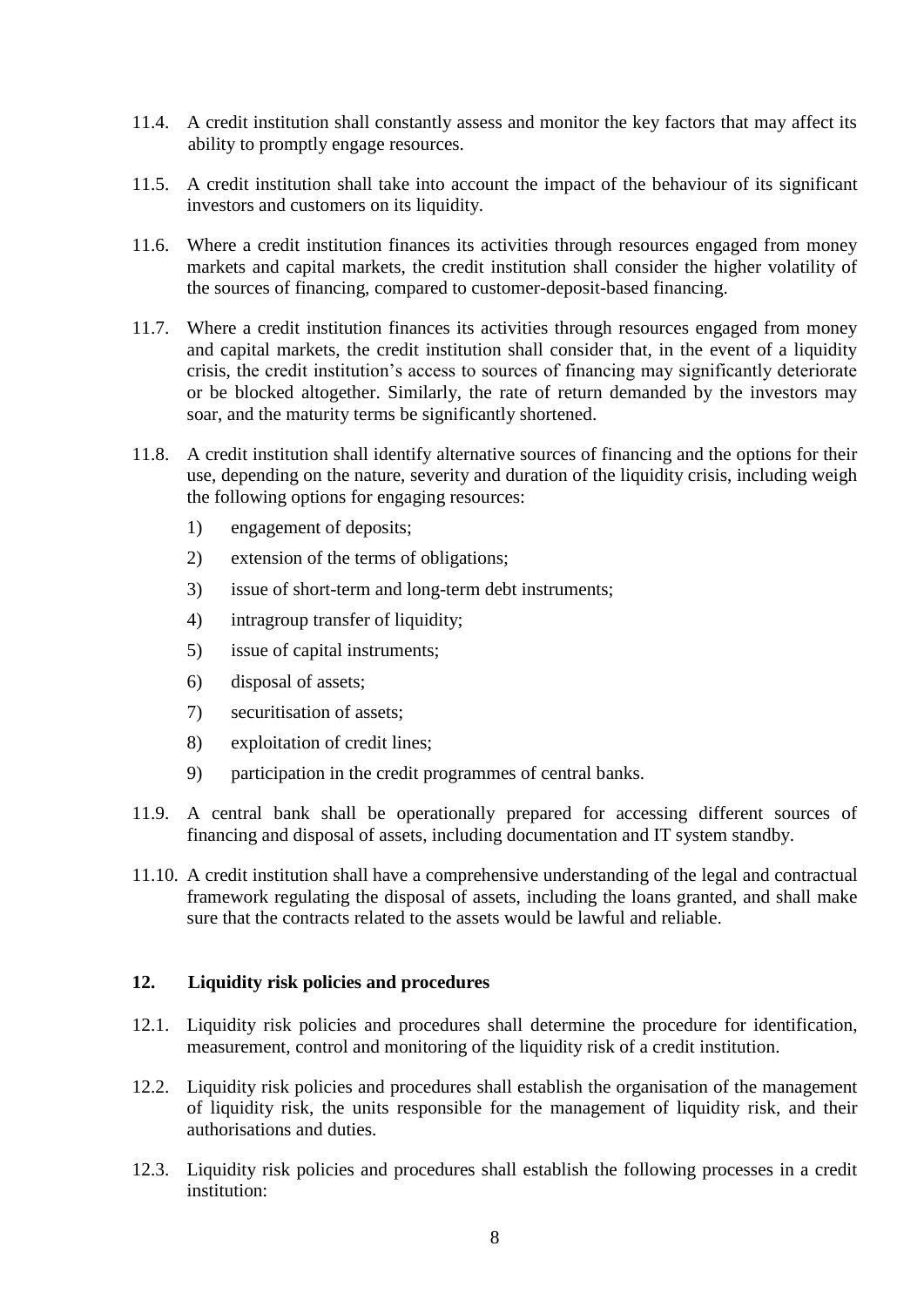11.4. A credit institution shall constantly assess and monitor the key factors that may affect its ability to promptly engage resources.

11.5. A credit institution shall take into account the impact of the behaviour of its significant investors and customers on its liquidity.

11.6. Where a credit institution finances its activities through resources engaged from money markets and capital markets, the credit institution shall consider the higher volatility of the sources of financing, compared to customer-deposit-based financing.

11.7. Where a credit institution finances its activities through resources engaged from money and capital markets, the credit institution shall consider that, in the event of a liquidity crisis, the credit institution's access to sources of financing may significantly deteriorate or be blocked altogether. Similarly, the rate of return demanded by the investors may soar, and the maturity terms be significantly shortened.

11.8. A credit institution shall identify alternative sources of financing and the options for their use, depending on the nature, severity and duration of the liquidity crisis, including weigh the following options for engaging resources:

1) engagement of deposits;
2) extension of the terms of obligations;
3) issue of short-term and long-term debt instruments;
4) intragroup transfer of liquidity;
5) issue of capital instruments;
6) disposal of assets;
7) securitisation of assets;
8) exploitation of credit lines;
9) participation in the credit programmes of central banks.

11.9. A central bank shall be operationally prepared for accessing different sources of financing and disposal of assets, including documentation and IT system standby.

11.10. A credit institution shall have a comprehensive understanding of the legal and contractual framework regulating the disposal of assets, including the loans granted, and shall make sure that the contracts related to the assets would be lawful and reliable.

## 12. Liquidity risk policies and procedures

12.1. Liquidity risk policies and procedures shall determine the procedure for identification, measurement, control and monitoring of the liquidity risk of a credit institution.

12.2. Liquidity risk policies and procedures shall establish the organisation of the management of liquidity risk, the units responsible for the management of liquidity risk, and their authorisations and duties.

12.3. Liquidity risk policies and procedures shall establish the following processes in a credit institution: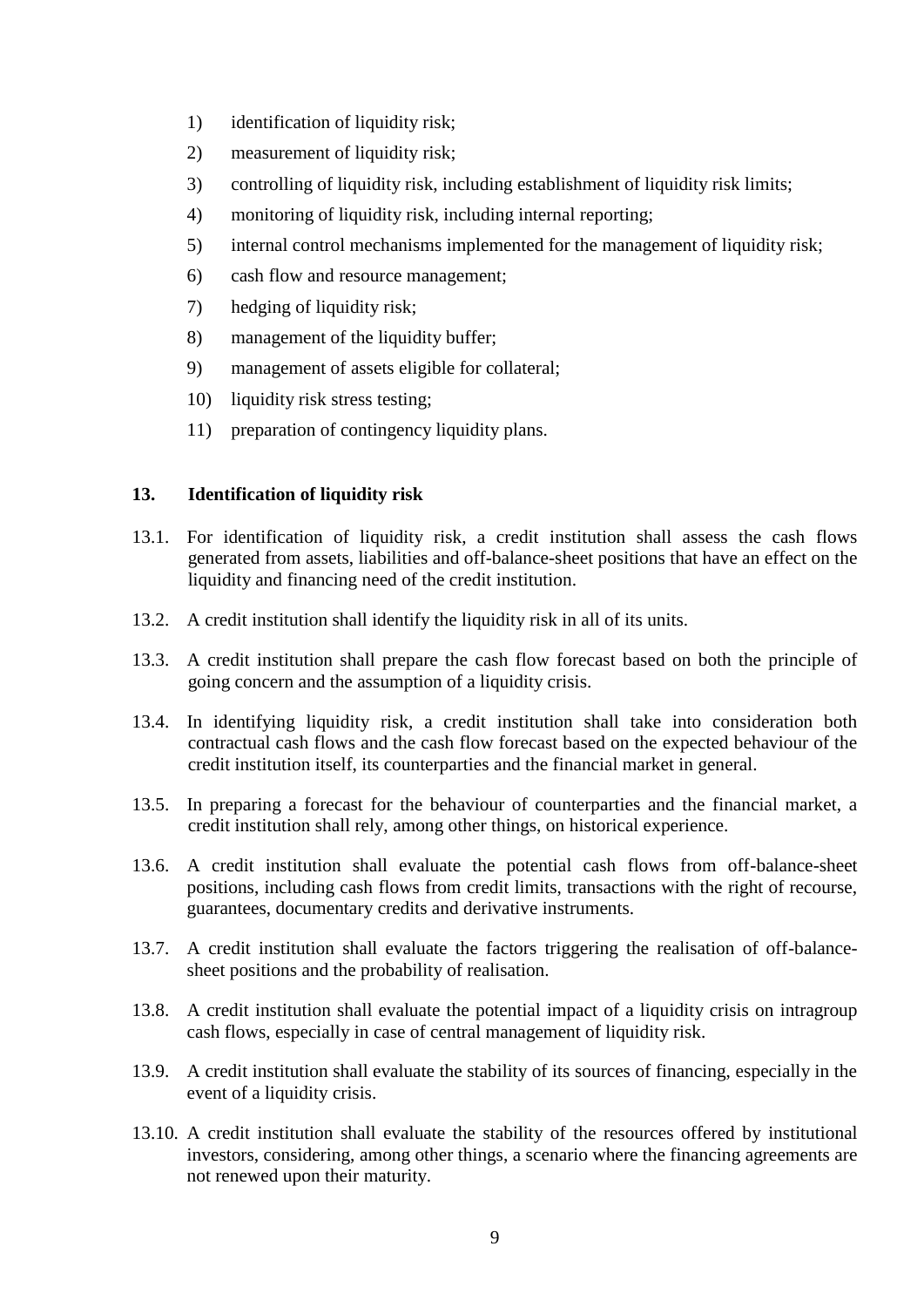1) identification of liquidity risk;
2) measurement of liquidity risk;
3) controlling of liquidity risk, including establishment of liquidity risk limits;
4) monitoring of liquidity risk, including internal reporting;
5) internal control mechanisms implemented for the management of liquidity risk;
6) cash flow and resource management;
7) hedging of liquidity risk;
8) management of the liquidity buffer;
9) management of assets eligible for collateral;
10) liquidity risk stress testing;
11) preparation of contingency liquidity plans.

## 13. Identification of liquidity risk

13.1. For identification of liquidity risk, a credit institution shall assess the cash flows generated from assets, liabilities and off-balance-sheet positions that have an effect on the liquidity and financing need of the credit institution.

13.2. A credit institution shall identify the liquidity risk in all of its units.

13.3. A credit institution shall prepare the cash flow forecast based on both the principle of going concern and the assumption of a liquidity crisis.

13.4. In identifying liquidity risk, a credit institution shall take into consideration both contractual cash flows and the cash flow forecast based on the expected behaviour of the credit institution itself, its counterparties and the financial market in general.

13.5. In preparing a forecast for the behaviour of counterparties and the financial market, a credit institution shall rely, among other things, on historical experience.

13.6. A credit institution shall evaluate the potential cash flows from off-balance-sheet positions, including cash flows from credit limits, transactions with the right of recourse, guarantees, documentary credits and derivative instruments.

13.7. A credit institution shall evaluate the factors triggering the realisation of off-balance-sheet positions and the probability of realisation.

13.8. A credit institution shall evaluate the potential impact of a liquidity crisis on intragroup cash flows, especially in case of central management of liquidity risk.

13.9. A credit institution shall evaluate the stability of its sources of financing, especially in the event of a liquidity crisis.

13.10. A credit institution shall evaluate the stability of the resources offered by institutional investors, considering, among other things, a scenario where the financing agreements are not renewed upon their maturity.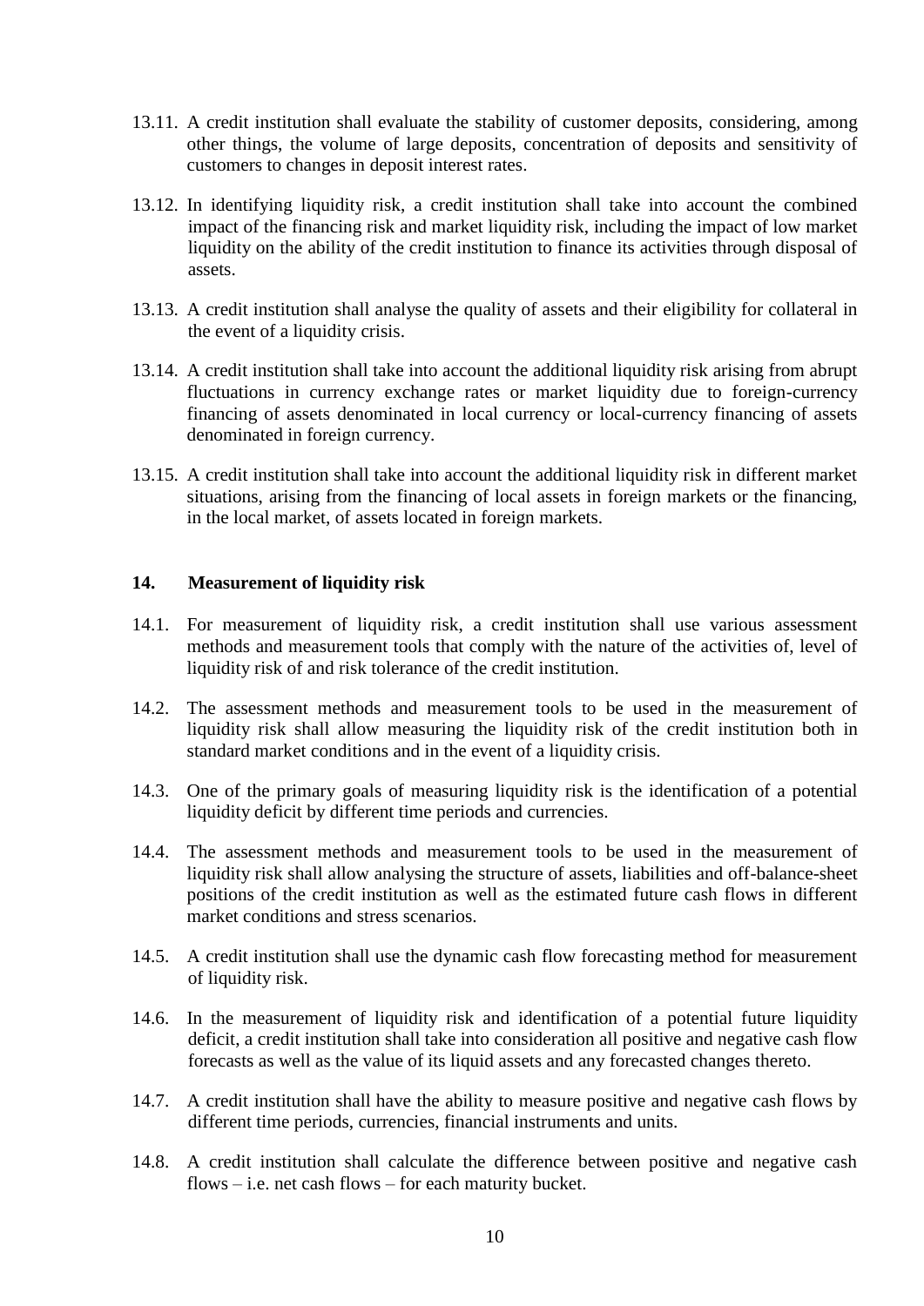13.11. A credit institution shall evaluate the stability of customer deposits, considering, among other things, the volume of large deposits, concentration of deposits and sensitivity of customers to changes in deposit interest rates.

13.12. In identifying liquidity risk, a credit institution shall take into account the combined impact of the financing risk and market liquidity risk, including the impact of low market liquidity on the ability of the credit institution to finance its activities through disposal of assets.

13.13. A credit institution shall analyse the quality of assets and their eligibility for collateral in the event of a liquidity crisis.

13.14. A credit institution shall take into account the additional liquidity risk arising from abrupt fluctuations in currency exchange rates or market liquidity due to foreign-currency financing of assets denominated in local currency or local-currency financing of assets denominated in foreign currency.

13.15. A credit institution shall take into account the additional liquidity risk in different market situations, arising from the financing of local assets in foreign markets or the financing, in the local market, of assets located in foreign markets.

## 14. Measurement of liquidity risk

14.1. For measurement of liquidity risk, a credit institution shall use various assessment methods and measurement tools that comply with the nature of the activities of, level of liquidity risk of and risk tolerance of the credit institution.

14.2. The assessment methods and measurement tools to be used in the measurement of liquidity risk shall allow measuring the liquidity risk of the credit institution both in standard market conditions and in the event of a liquidity crisis.

14.3. One of the primary goals of measuring liquidity risk is the identification of a potential liquidity deficit by different time periods and currencies.

14.4. The assessment methods and measurement tools to be used in the measurement of liquidity risk shall allow analysing the structure of assets, liabilities and off-balance-sheet positions of the credit institution as well as the estimated future cash flows in different market conditions and stress scenarios.

14.5. A credit institution shall use the dynamic cash flow forecasting method for measurement of liquidity risk.

14.6. In the measurement of liquidity risk and identification of a potential future liquidity deficit, a credit institution shall take into consideration all positive and negative cash flow forecasts as well as the value of its liquid assets and any forecasted changes thereto.

14.7. A credit institution shall have the ability to measure positive and negative cash flows by different time periods, currencies, financial instruments and units.

14.8. A credit institution shall calculate the difference between positive and negative cash flows – i.e. net cash flows – for each maturity bucket.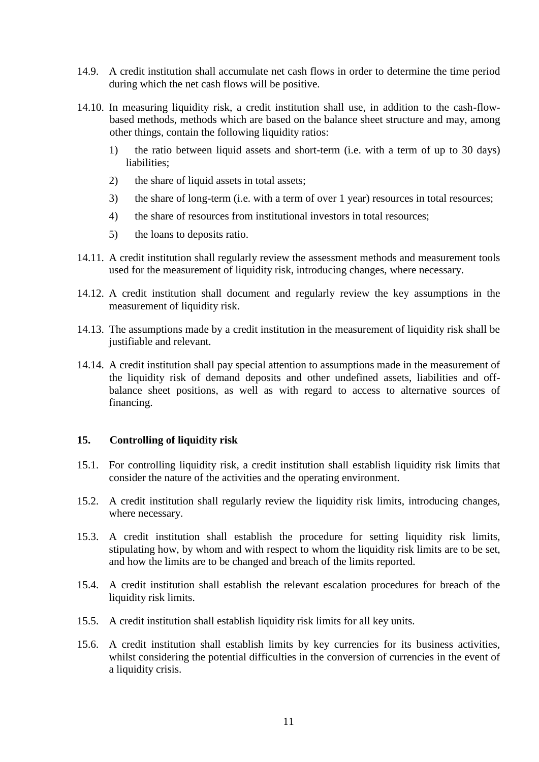14.9. A credit institution shall accumulate net cash flows in order to determine the time period during which the net cash flows will be positive.

14.10. In measuring liquidity risk, a credit institution shall use, in addition to the cash-flow-based methods, methods which are based on the balance sheet structure and may, among other things, contain the following liquidity ratios:

1) the ratio between liquid assets and short-term (i.e. with a term of up to 30 days) liabilities;
2) the share of liquid assets in total assets;
3) the share of long-term (i.e. with a term of over 1 year) resources in total resources;
4) the share of resources from institutional investors in total resources;
5) the loans to deposits ratio.

14.11. A credit institution shall regularly review the assessment methods and measurement tools used for the measurement of liquidity risk, introducing changes, where necessary.

14.12. A credit institution shall document and regularly review the key assumptions in the measurement of liquidity risk.

14.13. The assumptions made by a credit institution in the measurement of liquidity risk shall be justifiable and relevant.

14.14. A credit institution shall pay special attention to assumptions made in the measurement of the liquidity risk of demand deposits and other undefined assets, liabilities and off-balance sheet positions, as well as with regard to access to alternative sources of financing.

## 15. Controlling of liquidity risk

15.1. For controlling liquidity risk, a credit institution shall establish liquidity risk limits that consider the nature of the activities and the operating environment.

15.2. A credit institution shall regularly review the liquidity risk limits, introducing changes, where necessary.

15.3. A credit institution shall establish the procedure for setting liquidity risk limits, stipulating how, by whom and with respect to whom the liquidity risk limits are to be set, and how the limits are to be changed and breach of the limits reported.

15.4. A credit institution shall establish the relevant escalation procedures for breach of the liquidity risk limits.

15.5. A credit institution shall establish liquidity risk limits for all key units.

15.6. A credit institution shall establish limits by key currencies for its business activities, whilst considering the potential difficulties in the conversion of currencies in the event of a liquidity crisis.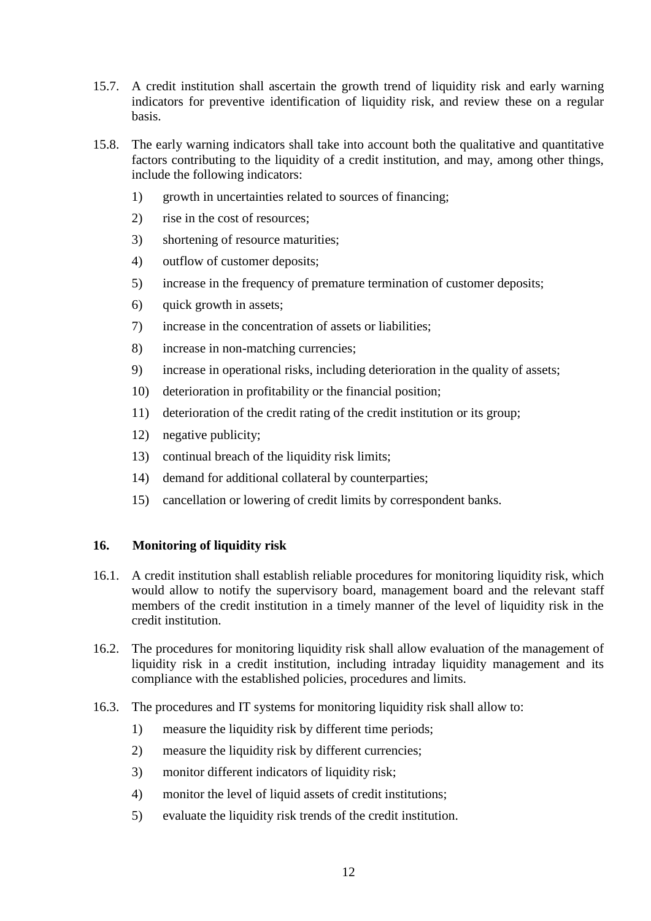15.7. A credit institution shall ascertain the growth trend of liquidity risk and early warning indicators for preventive identification of liquidity risk, and review these on a regular basis.

15.8. The early warning indicators shall take into account both the qualitative and quantitative factors contributing to the liquidity of a credit institution, and may, among other things, include the following indicators:

1) growth in uncertainties related to sources of financing;
2) rise in the cost of resources;
3) shortening of resource maturities;
4) outflow of customer deposits;
5) increase in the frequency of premature termination of customer deposits;
6) quick growth in assets;
7) increase in the concentration of assets or liabilities;
8) increase in non-matching currencies;
9) increase in operational risks, including deterioration in the quality of assets;
10) deterioration in profitability or the financial position;
11) deterioration of the credit rating of the credit institution or its group;
12) negative publicity;
13) continual breach of the liquidity risk limits;
14) demand for additional collateral by counterparties;
15) cancellation or lowering of credit limits by correspondent banks.

## 16. Monitoring of liquidity risk

16.1. A credit institution shall establish reliable procedures for monitoring liquidity risk, which would allow to notify the supervisory board, management board and the relevant staff members of the credit institution in a timely manner of the level of liquidity risk in the credit institution.

16.2. The procedures for monitoring liquidity risk shall allow evaluation of the management of liquidity risk in a credit institution, including intraday liquidity management and its compliance with the established policies, procedures and limits.

16.3. The procedures and IT systems for monitoring liquidity risk shall allow to:

1) measure the liquidity risk by different time periods;
2) measure the liquidity risk by different currencies;
3) monitor different indicators of liquidity risk;
4) monitor the level of liquid assets of credit institutions;
5) evaluate the liquidity risk trends of the credit institution.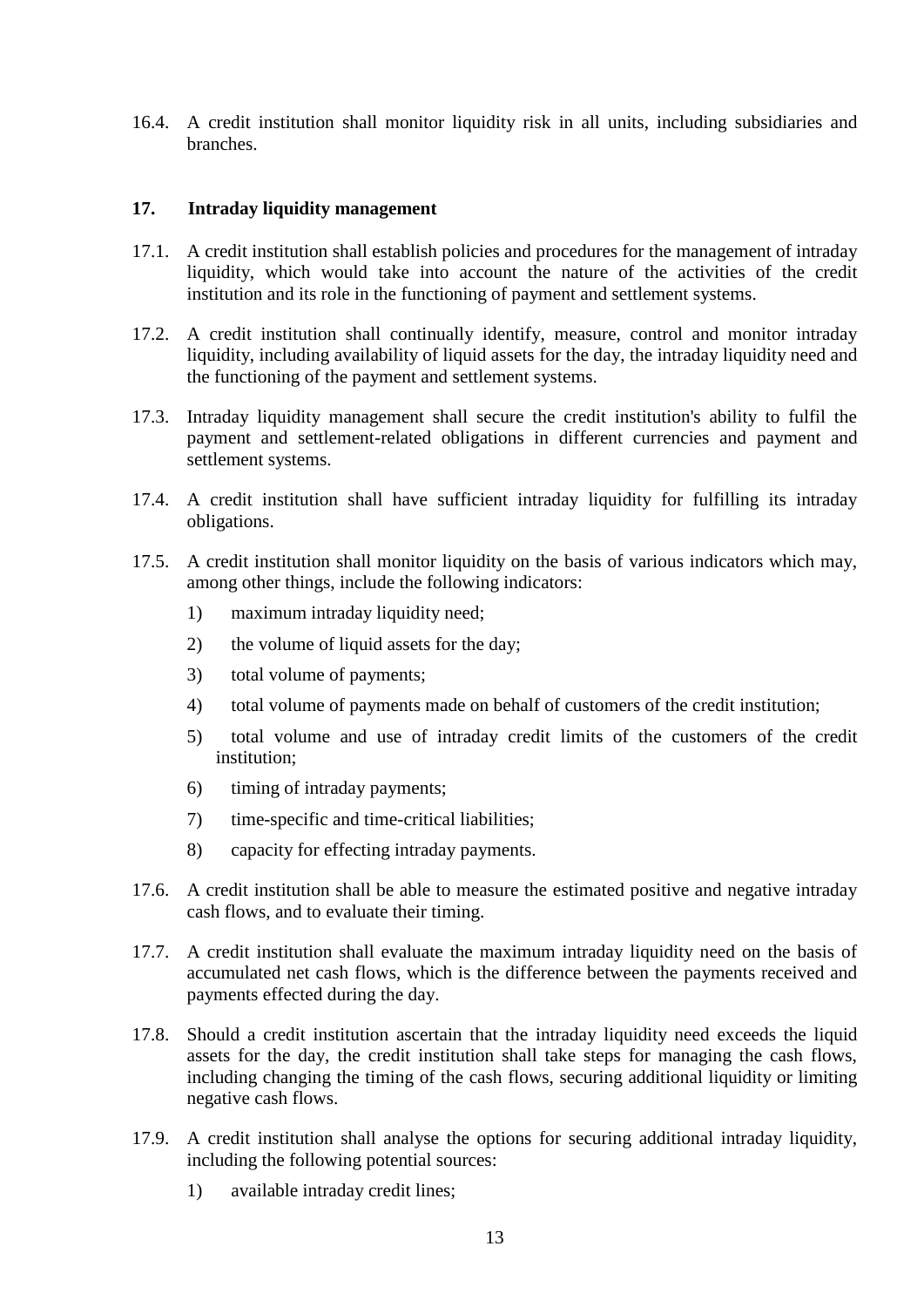16.4. A credit institution shall monitor liquidity risk in all units, including subsidiaries and branches.

## 17. Intraday liquidity management

17.1. A credit institution shall establish policies and procedures for the management of intraday liquidity, which would take into account the nature of the activities of the credit institution and its role in the functioning of payment and settlement systems.

17.2. A credit institution shall continually identify, measure, control and monitor intraday liquidity, including availability of liquid assets for the day, the intraday liquidity need and the functioning of the payment and settlement systems.

17.3. Intraday liquidity management shall secure the credit institution's ability to fulfil the payment and settlement-related obligations in different currencies and payment and settlement systems.

17.4. A credit institution shall have sufficient intraday liquidity for fulfilling its intraday obligations.

17.5. A credit institution shall monitor liquidity on the basis of various indicators which may, among other things, include the following indicators:

1) maximum intraday liquidity need;
2) the volume of liquid assets for the day;
3) total volume of payments;
4) total volume of payments made on behalf of customers of the credit institution;
5) total volume and use of intraday credit limits of the customers of the credit institution;
6) timing of intraday payments;
7) time-specific and time-critical liabilities;
8) capacity for effecting intraday payments.

17.6. A credit institution shall be able to measure the estimated positive and negative intraday cash flows, and to evaluate their timing.

17.7. A credit institution shall evaluate the maximum intraday liquidity need on the basis of accumulated net cash flows, which is the difference between the payments received and payments effected during the day.

17.8. Should a credit institution ascertain that the intraday liquidity need exceeds the liquid assets for the day, the credit institution shall take steps for managing the cash flows, including changing the timing of the cash flows, securing additional liquidity or limiting negative cash flows.

17.9. A credit institution shall analyse the options for securing additional intraday liquidity, including the following potential sources:

1) available intraday credit lines;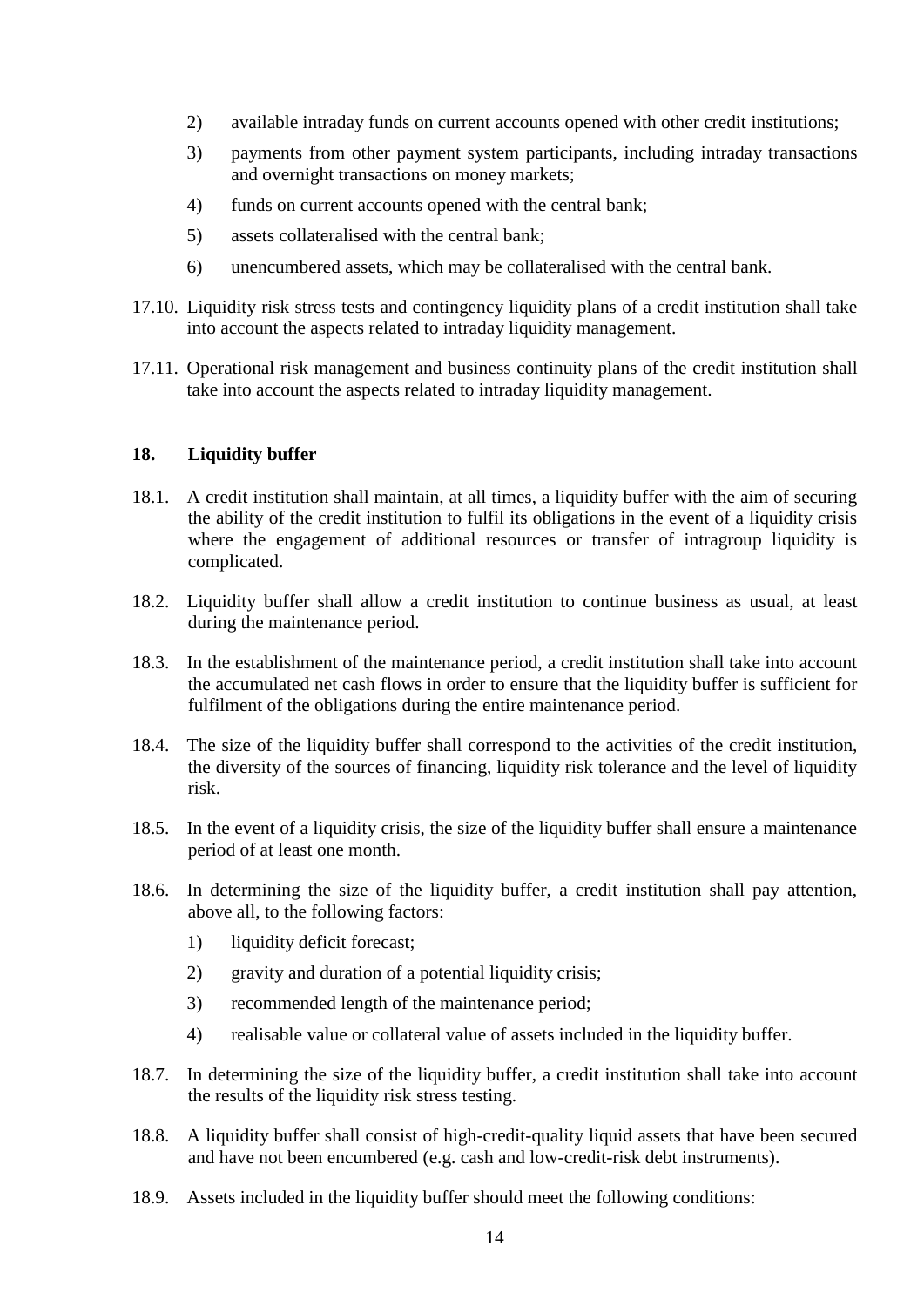2) available intraday funds on current accounts opened with other credit institutions;

3) payments from other payment system participants, including intraday transactions and overnight transactions on money markets;

4) funds on current accounts opened with the central bank;

5) assets collateralised with the central bank;

6) unencumbered assets, which may be collateralised with the central bank.

17.10. Liquidity risk stress tests and contingency liquidity plans of a credit institution shall take into account the aspects related to intraday liquidity management.

17.11. Operational risk management and business continuity plans of the credit institution shall take into account the aspects related to intraday liquidity management.

## 18. Liquidity buffer

18.1. A credit institution shall maintain, at all times, a liquidity buffer with the aim of securing the ability of the credit institution to fulfil its obligations in the event of a liquidity crisis where the engagement of additional resources or transfer of intragroup liquidity is complicated.

18.2. Liquidity buffer shall allow a credit institution to continue business as usual, at least during the maintenance period.

18.3. In the establishment of the maintenance period, a credit institution shall take into account the accumulated net cash flows in order to ensure that the liquidity buffer is sufficient for fulfilment of the obligations during the entire maintenance period.

18.4. The size of the liquidity buffer shall correspond to the activities of the credit institution, the diversity of the sources of financing, liquidity risk tolerance and the level of liquidity risk.

18.5. In the event of a liquidity crisis, the size of the liquidity buffer shall ensure a maintenance period of at least one month.

18.6. In determining the size of the liquidity buffer, a credit institution shall pay attention, above all, to the following factors:

1) liquidity deficit forecast;

2) gravity and duration of a potential liquidity crisis;

3) recommended length of the maintenance period;

4) realisable value or collateral value of assets included in the liquidity buffer.

18.7. In determining the size of the liquidity buffer, a credit institution shall take into account the results of the liquidity risk stress testing.

18.8. A liquidity buffer shall consist of high-credit-quality liquid assets that have been secured and have not been encumbered (e.g. cash and low-credit-risk debt instruments).

18.9. Assets included in the liquidity buffer should meet the following conditions: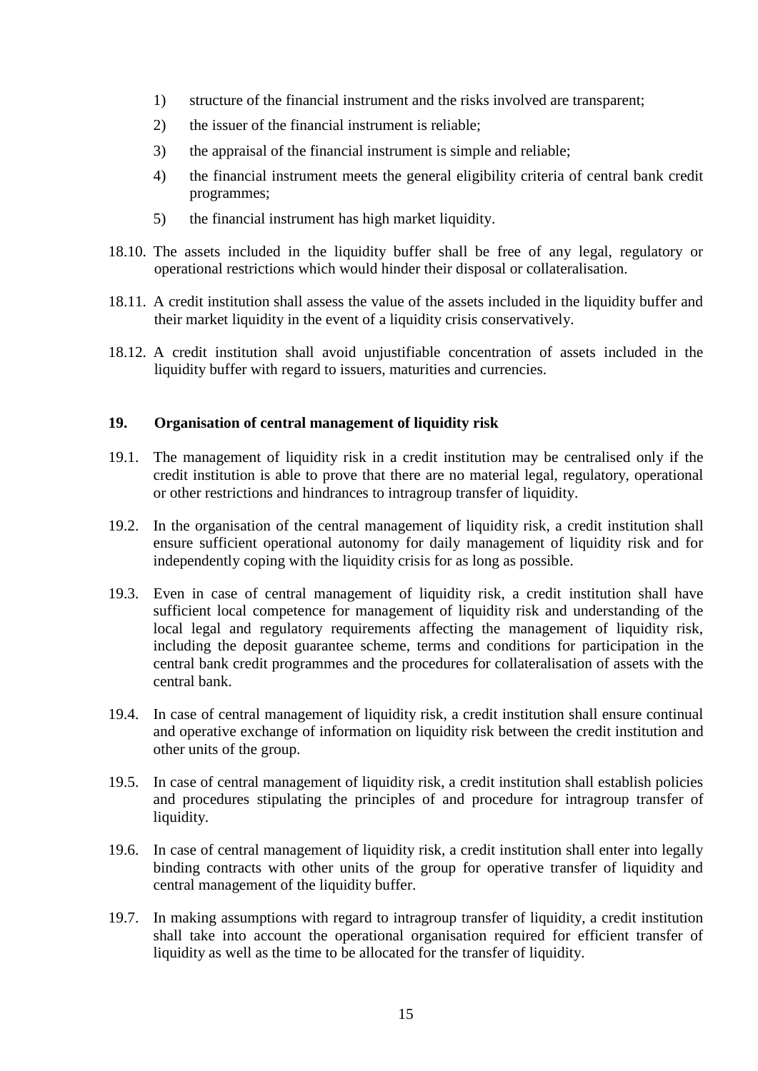1) structure of the financial instrument and the risks involved are transparent;
2) the issuer of the financial instrument is reliable;
3) the appraisal of the financial instrument is simple and reliable;
4) the financial instrument meets the general eligibility criteria of central bank credit programmes;
5) the financial instrument has high market liquidity.

18.10. The assets included in the liquidity buffer shall be free of any legal, regulatory or operational restrictions which would hinder their disposal or collateralisation.

18.11. A credit institution shall assess the value of the assets included in the liquidity buffer and their market liquidity in the event of a liquidity crisis conservatively.

18.12. A credit institution shall avoid unjustifiable concentration of assets included in the liquidity buffer with regard to issuers, maturities and currencies.

**19. Organisation of central management of liquidity risk**

19.1. The management of liquidity risk in a credit institution may be centralised only if the credit institution is able to prove that there are no material legal, regulatory, operational or other restrictions and hindrances to intragroup transfer of liquidity.

19.2. In the organisation of the central management of liquidity risk, a credit institution shall ensure sufficient operational autonomy for daily management of liquidity risk and for independently coping with the liquidity crisis for as long as possible.

19.3. Even in case of central management of liquidity risk, a credit institution shall have sufficient local competence for management of liquidity risk and understanding of the local legal and regulatory requirements affecting the management of liquidity risk, including the deposit guarantee scheme, terms and conditions for participation in the central bank credit programmes and the procedures for collateralisation of assets with the central bank.

19.4. In case of central management of liquidity risk, a credit institution shall ensure continual and operative exchange of information on liquidity risk between the credit institution and other units of the group.

19.5. In case of central management of liquidity risk, a credit institution shall establish policies and procedures stipulating the principles of and procedure for intragroup transfer of liquidity.

19.6. In case of central management of liquidity risk, a credit institution shall enter into legally binding contracts with other units of the group for operative transfer of liquidity and central management of the liquidity buffer.

19.7. In making assumptions with regard to intragroup transfer of liquidity, a credit institution shall take into account the operational organisation required for efficient transfer of liquidity as well as the time to be allocated for the transfer of liquidity.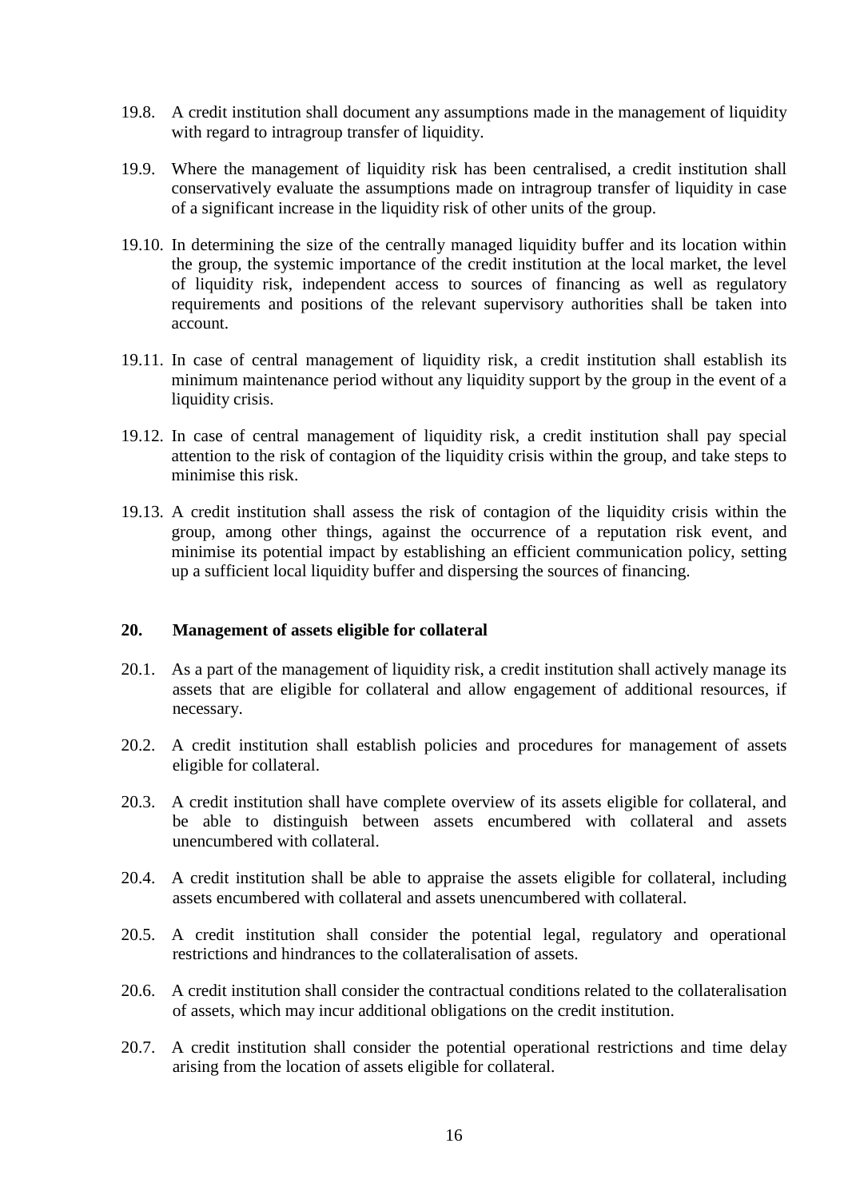19.8. A credit institution shall document any assumptions made in the management of liquidity with regard to intragroup transfer of liquidity.

19.9. Where the management of liquidity risk has been centralised, a credit institution shall conservatively evaluate the assumptions made on intragroup transfer of liquidity in case of a significant increase in the liquidity risk of other units of the group.

19.10. In determining the size of the centrally managed liquidity buffer and its location within the group, the systemic importance of the credit institution at the local market, the level of liquidity risk, independent access to sources of financing as well as regulatory requirements and positions of the relevant supervisory authorities shall be taken into account.

19.11. In case of central management of liquidity risk, a credit institution shall establish its minimum maintenance period without any liquidity support by the group in the event of a liquidity crisis.

19.12. In case of central management of liquidity risk, a credit institution shall pay special attention to the risk of contagion of the liquidity crisis within the group, and take steps to minimise this risk.

19.13. A credit institution shall assess the risk of contagion of the liquidity crisis within the group, among other things, against the occurrence of a reputation risk event, and minimise its potential impact by establishing an efficient communication policy, setting up a sufficient local liquidity buffer and dispersing the sources of financing.

## 20. Management of assets eligible for collateral

20.1. As a part of the management of liquidity risk, a credit institution shall actively manage its assets that are eligible for collateral and allow engagement of additional resources, if necessary.

20.2. A credit institution shall establish policies and procedures for management of assets eligible for collateral.

20.3. A credit institution shall have complete overview of its assets eligible for collateral, and be able to distinguish between assets encumbered with collateral and assets unencumbered with collateral.

20.4. A credit institution shall be able to appraise the assets eligible for collateral, including assets encumbered with collateral and assets unencumbered with collateral.

20.5. A credit institution shall consider the potential legal, regulatory and operational restrictions and hindrances to the collateralisation of assets.

20.6. A credit institution shall consider the contractual conditions related to the collateralisation of assets, which may incur additional obligations on the credit institution.

20.7. A credit institution shall consider the potential operational restrictions and time delay arising from the location of assets eligible for collateral.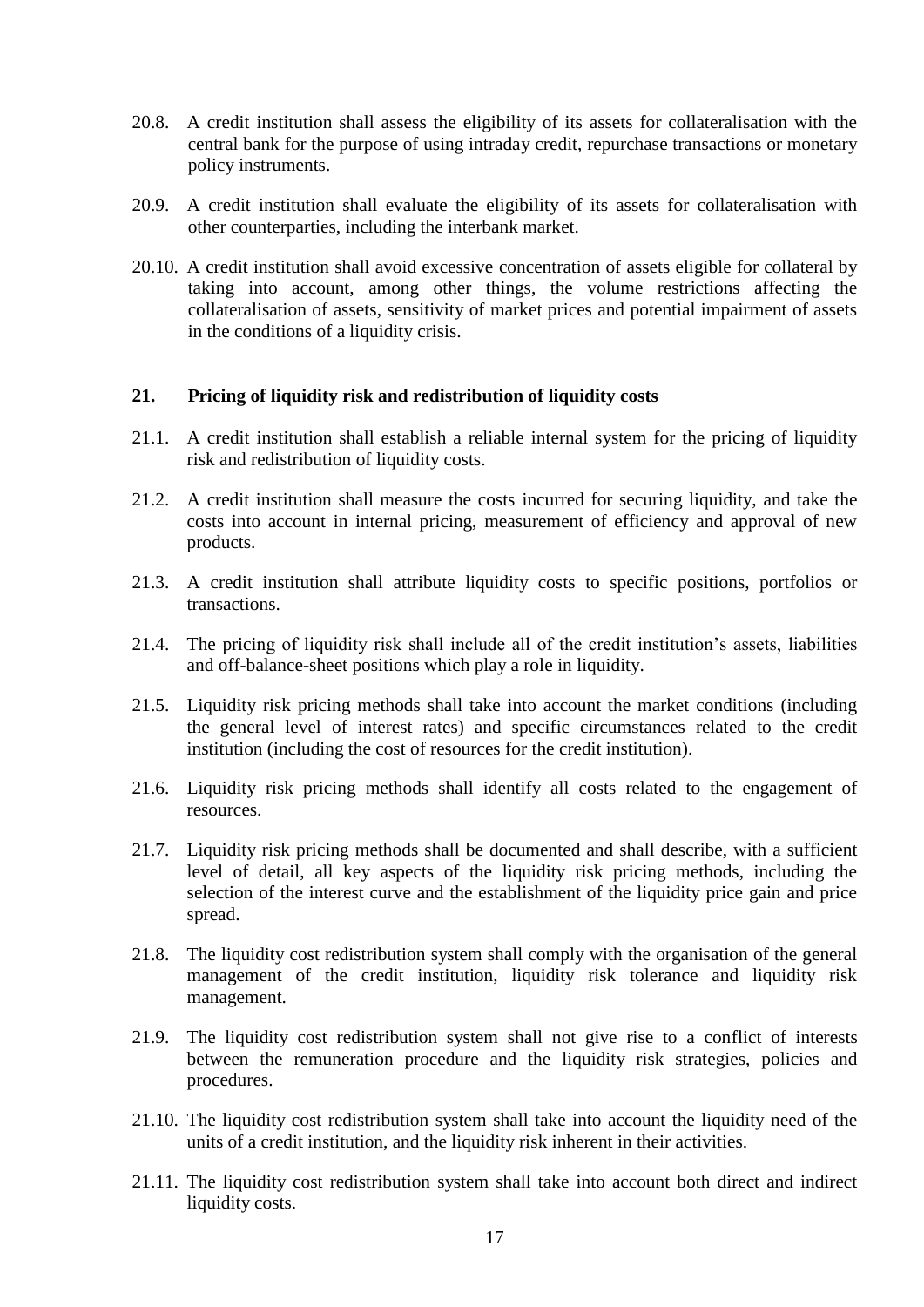20.8. A credit institution shall assess the eligibility of its assets for collateralisation with the central bank for the purpose of using intraday credit, repurchase transactions or monetary policy instruments.

20.9. A credit institution shall evaluate the eligibility of its assets for collateralisation with other counterparties, including the interbank market.

20.10. A credit institution shall avoid excessive concentration of assets eligible for collateral by taking into account, among other things, the volume restrictions affecting the collateralisation of assets, sensitivity of market prices and potential impairment of assets in the conditions of a liquidity crisis.

## 21. Pricing of liquidity risk and redistribution of liquidity costs

21.1. A credit institution shall establish a reliable internal system for the pricing of liquidity risk and redistribution of liquidity costs.

21.2. A credit institution shall measure the costs incurred for securing liquidity, and take the costs into account in internal pricing, measurement of efficiency and approval of new products.

21.3. A credit institution shall attribute liquidity costs to specific positions, portfolios or transactions.

21.4. The pricing of liquidity risk shall include all of the credit institution's assets, liabilities and off-balance-sheet positions which play a role in liquidity.

21.5. Liquidity risk pricing methods shall take into account the market conditions (including the general level of interest rates) and specific circumstances related to the credit institution (including the cost of resources for the credit institution).

21.6. Liquidity risk pricing methods shall identify all costs related to the engagement of resources.

21.7. Liquidity risk pricing methods shall be documented and shall describe, with a sufficient level of detail, all key aspects of the liquidity risk pricing methods, including the selection of the interest curve and the establishment of the liquidity price gain and price spread.

21.8. The liquidity cost redistribution system shall comply with the organisation of the general management of the credit institution, liquidity risk tolerance and liquidity risk management.

21.9. The liquidity cost redistribution system shall not give rise to a conflict of interests between the remuneration procedure and the liquidity risk strategies, policies and procedures.

21.10. The liquidity cost redistribution system shall take into account the liquidity need of the units of a credit institution, and the liquidity risk inherent in their activities.

21.11. The liquidity cost redistribution system shall take into account both direct and indirect liquidity costs.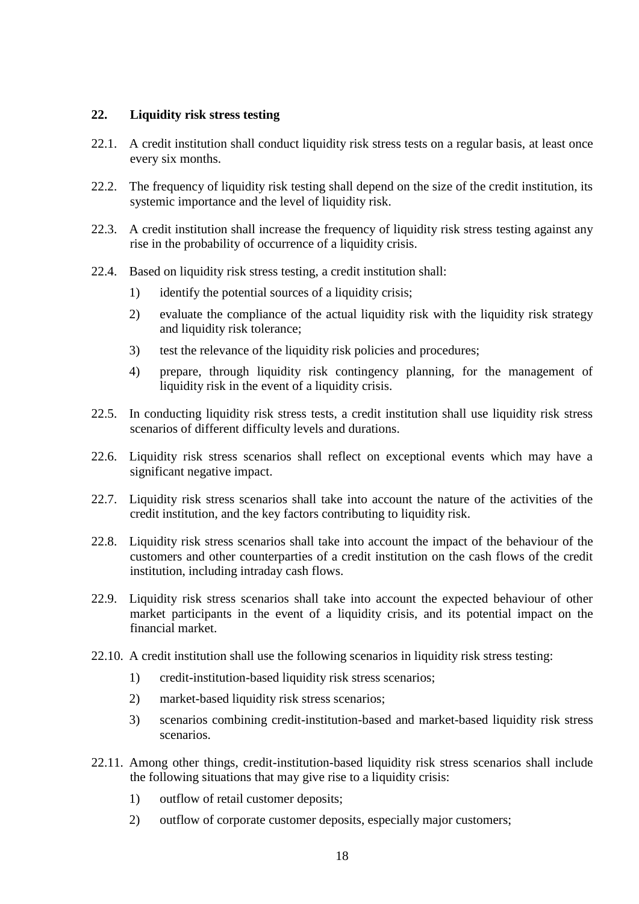## 22. Liquidity risk stress testing

22.1. A credit institution shall conduct liquidity risk stress tests on a regular basis, at least once every six months.

22.2. The frequency of liquidity risk testing shall depend on the size of the credit institution, its systemic importance and the level of liquidity risk.

22.3. A credit institution shall increase the frequency of liquidity risk stress testing against any rise in the probability of occurrence of a liquidity crisis.

22.4. Based on liquidity risk stress testing, a credit institution shall:

1) identify the potential sources of a liquidity crisis;
2) evaluate the compliance of the actual liquidity risk with the liquidity risk strategy and liquidity risk tolerance;
3) test the relevance of the liquidity risk policies and procedures;
4) prepare, through liquidity risk contingency planning, for the management of liquidity risk in the event of a liquidity crisis.

22.5. In conducting liquidity risk stress tests, a credit institution shall use liquidity risk stress scenarios of different difficulty levels and durations.

22.6. Liquidity risk stress scenarios shall reflect on exceptional events which may have a significant negative impact.

22.7. Liquidity risk stress scenarios shall take into account the nature of the activities of the credit institution, and the key factors contributing to liquidity risk.

22.8. Liquidity risk stress scenarios shall take into account the impact of the behaviour of the customers and other counterparties of a credit institution on the cash flows of the credit institution, including intraday cash flows.

22.9. Liquidity risk stress scenarios shall take into account the expected behaviour of other market participants in the event of a liquidity crisis, and its potential impact on the financial market.

22.10. A credit institution shall use the following scenarios in liquidity risk stress testing:

1) credit-institution-based liquidity risk stress scenarios;
2) market-based liquidity risk stress scenarios;
3) scenarios combining credit-institution-based and market-based liquidity risk stress scenarios.

22.11. Among other things, credit-institution-based liquidity risk stress scenarios shall include the following situations that may give rise to a liquidity crisis:

1) outflow of retail customer deposits;
2) outflow of corporate customer deposits, especially major customers;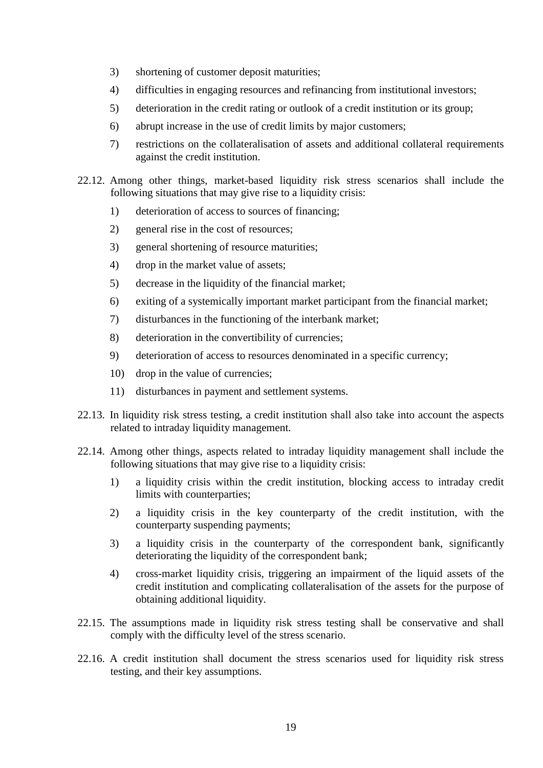3) shortening of customer deposit maturities;

4) difficulties in engaging resources and refinancing from institutional investors;

5) deterioration in the credit rating or outlook of a credit institution or its group;

6) abrupt increase in the use of credit limits by major customers;

7) restrictions on the collateralisation of assets and additional collateral requirements against the credit institution.

22.12. Among other things, market-based liquidity risk stress scenarios shall include the following situations that may give rise to a liquidity crisis:

1) deterioration of access to sources of financing;

2) general rise in the cost of resources;

3) general shortening of resource maturities;

4) drop in the market value of assets;

5) decrease in the liquidity of the financial market;

6) exiting of a systemically important market participant from the financial market;

7) disturbances in the functioning of the interbank market;

8) deterioration in the convertibility of currencies;

9) deterioration of access to resources denominated in a specific currency;

10) drop in the value of currencies;

11) disturbances in payment and settlement systems.

22.13. In liquidity risk stress testing, a credit institution shall also take into account the aspects related to intraday liquidity management.

22.14. Among other things, aspects related to intraday liquidity management shall include the following situations that may give rise to a liquidity crisis:

1) a liquidity crisis within the credit institution, blocking access to intraday credit limits with counterparties;

2) a liquidity crisis in the key counterparty of the credit institution, with the counterparty suspending payments;

3) a liquidity crisis in the counterparty of the correspondent bank, significantly deteriorating the liquidity of the correspondent bank;

4) cross-market liquidity crisis, triggering an impairment of the liquid assets of the credit institution and complicating collateralisation of the assets for the purpose of obtaining additional liquidity.

22.15. The assumptions made in liquidity risk stress testing shall be conservative and shall comply with the difficulty level of the stress scenario.

22.16. A credit institution shall document the stress scenarios used for liquidity risk stress testing, and their key assumptions.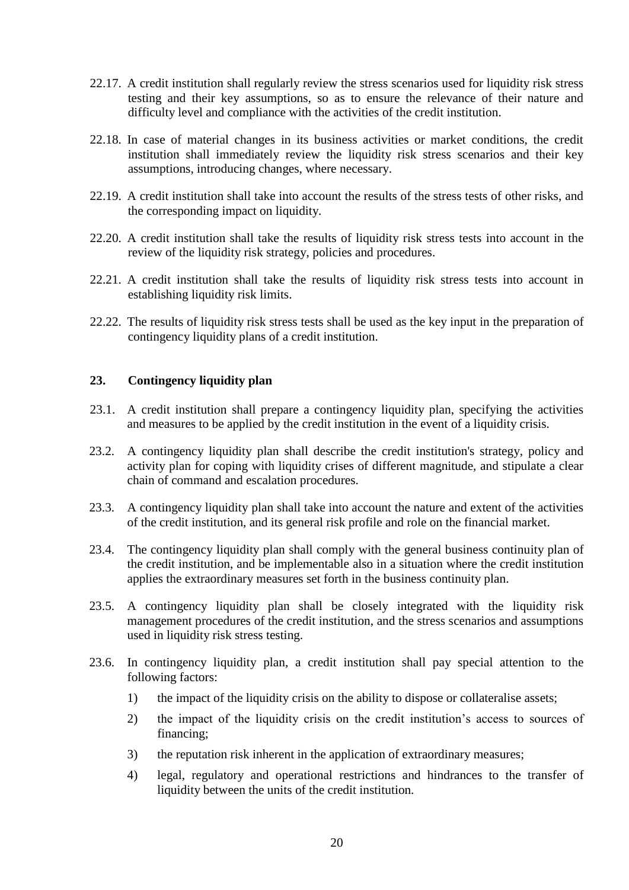22.17. A credit institution shall regularly review the stress scenarios used for liquidity risk stress testing and their key assumptions, so as to ensure the relevance of their nature and difficulty level and compliance with the activities of the credit institution.

22.18. In case of material changes in its business activities or market conditions, the credit institution shall immediately review the liquidity risk stress scenarios and their key assumptions, introducing changes, where necessary.

22.19. A credit institution shall take into account the results of the stress tests of other risks, and the corresponding impact on liquidity.

22.20. A credit institution shall take the results of liquidity risk stress tests into account in the review of the liquidity risk strategy, policies and procedures.

22.21. A credit institution shall take the results of liquidity risk stress tests into account in establishing liquidity risk limits.

22.22. The results of liquidity risk stress tests shall be used as the key input in the preparation of contingency liquidity plans of a credit institution.

## 23. Contingency liquidity plan

23.1. A credit institution shall prepare a contingency liquidity plan, specifying the activities and measures to be applied by the credit institution in the event of a liquidity crisis.

23.2. A contingency liquidity plan shall describe the credit institution's strategy, policy and activity plan for coping with liquidity crises of different magnitude, and stipulate a clear chain of command and escalation procedures.

23.3. A contingency liquidity plan shall take into account the nature and extent of the activities of the credit institution, and its general risk profile and role on the financial market.

23.4. The contingency liquidity plan shall comply with the general business continuity plan of the credit institution, and be implementable also in a situation where the credit institution applies the extraordinary measures set forth in the business continuity plan.

23.5. A contingency liquidity plan shall be closely integrated with the liquidity risk management procedures of the credit institution, and the stress scenarios and assumptions used in liquidity risk stress testing.

23.6. In contingency liquidity plan, a credit institution shall pay special attention to the following factors:

1) the impact of the liquidity crisis on the ability to dispose or collateralise assets;
2) the impact of the liquidity crisis on the credit institution's access to sources of financing;
3) the reputation risk inherent in the application of extraordinary measures;
4) legal, regulatory and operational restrictions and hindrances to the transfer of liquidity between the units of the credit institution.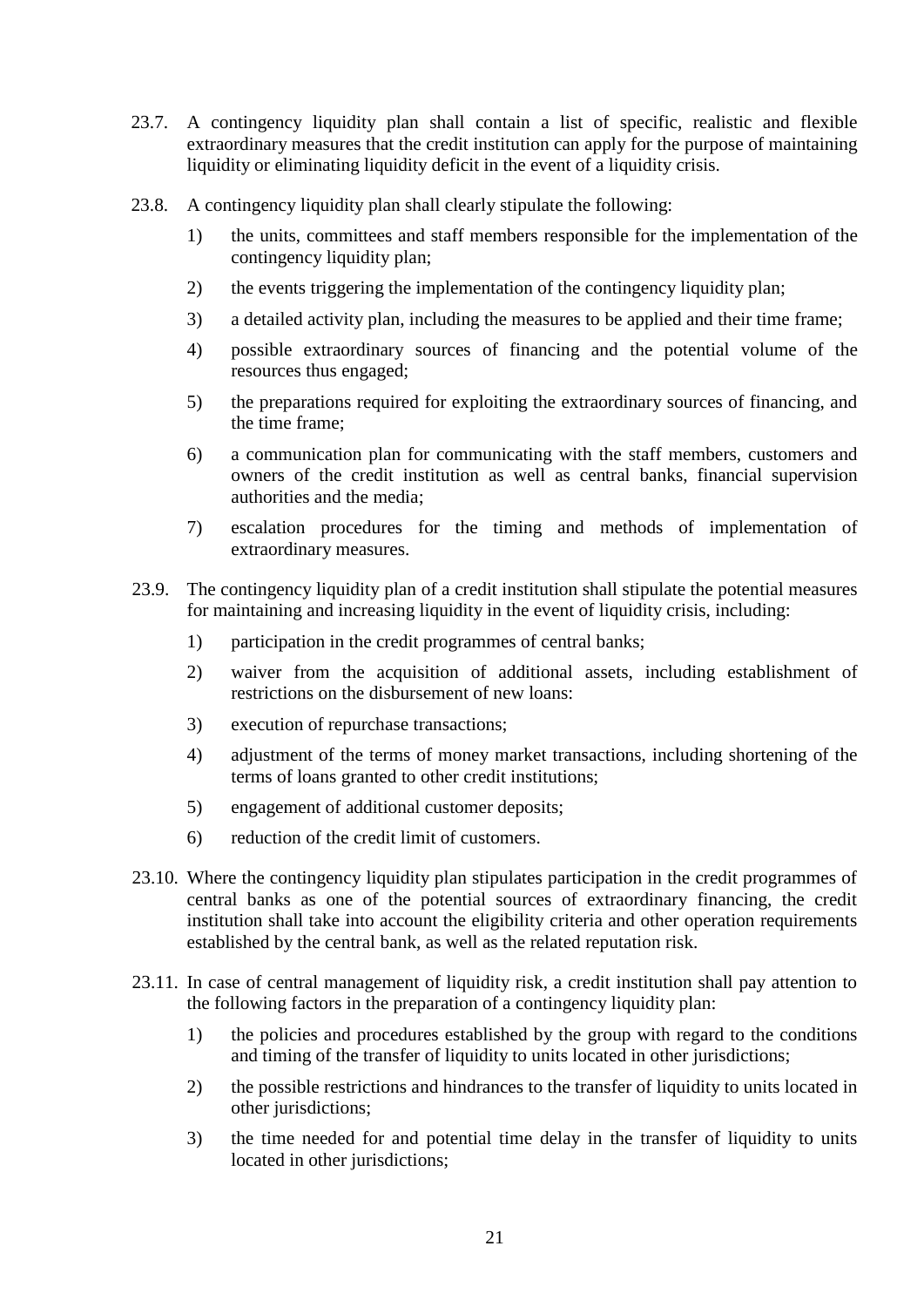23.7. A contingency liquidity plan shall contain a list of specific, realistic and flexible extraordinary measures that the credit institution can apply for the purpose of maintaining liquidity or eliminating liquidity deficit in the event of a liquidity crisis.

23.8. A contingency liquidity plan shall clearly stipulate the following:

1) the units, committees and staff members responsible for the implementation of the contingency liquidity plan;
2) the events triggering the implementation of the contingency liquidity plan;
3) a detailed activity plan, including the measures to be applied and their time frame;
4) possible extraordinary sources of financing and the potential volume of the resources thus engaged;
5) the preparations required for exploiting the extraordinary sources of financing, and the time frame;
6) a communication plan for communicating with the staff members, customers and owners of the credit institution as well as central banks, financial supervision authorities and the media;
7) escalation procedures for the timing and methods of implementation of extraordinary measures.

23.9. The contingency liquidity plan of a credit institution shall stipulate the potential measures for maintaining and increasing liquidity in the event of liquidity crisis, including:

1) participation in the credit programmes of central banks;
2) waiver from the acquisition of additional assets, including establishment of restrictions on the disbursement of new loans:
3) execution of repurchase transactions;
4) adjustment of the terms of money market transactions, including shortening of the terms of loans granted to other credit institutions;
5) engagement of additional customer deposits;
6) reduction of the credit limit of customers.

23.10. Where the contingency liquidity plan stipulates participation in the credit programmes of central banks as one of the potential sources of extraordinary financing, the credit institution shall take into account the eligibility criteria and other operation requirements established by the central bank, as well as the related reputation risk.

23.11. In case of central management of liquidity risk, a credit institution shall pay attention to the following factors in the preparation of a contingency liquidity plan:

1) the policies and procedures established by the group with regard to the conditions and timing of the transfer of liquidity to units located in other jurisdictions;
2) the possible restrictions and hindrances to the transfer of liquidity to units located in other jurisdictions;
3) the time needed for and potential time delay in the transfer of liquidity to units located in other jurisdictions;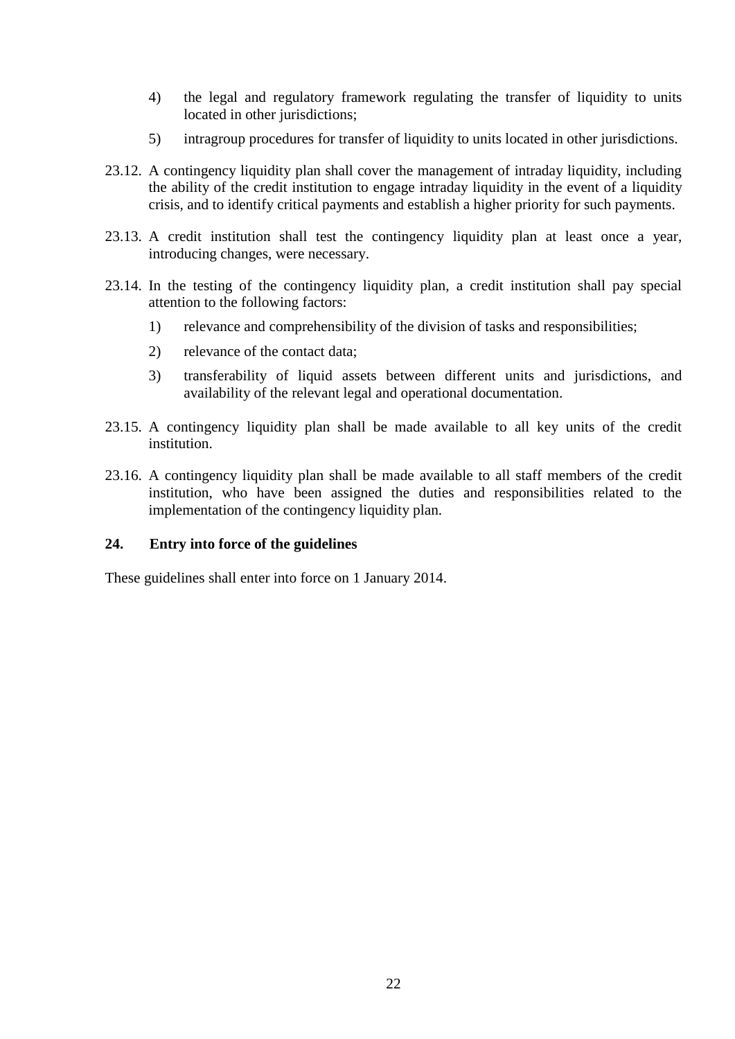4) the legal and regulatory framework regulating the transfer of liquidity to units located in other jurisdictions;

5) intragroup procedures for transfer of liquidity to units located in other jurisdictions.

23.12. A contingency liquidity plan shall cover the management of intraday liquidity, including the ability of the credit institution to engage intraday liquidity in the event of a liquidity crisis, and to identify critical payments and establish a higher priority for such payments.

23.13. A credit institution shall test the contingency liquidity plan at least once a year, introducing changes, were necessary.

23.14. In the testing of the contingency liquidity plan, a credit institution shall pay special attention to the following factors:

1) relevance and comprehensibility of the division of tasks and responsibilities;

2) relevance of the contact data;

3) transferability of liquid assets between different units and jurisdictions, and availability of the relevant legal and operational documentation.

23.15. A contingency liquidity plan shall be made available to all key units of the credit institution.

23.16. A contingency liquidity plan shall be made available to all staff members of the credit institution, who have been assigned the duties and responsibilities related to the implementation of the contingency liquidity plan.

**24. Entry into force of the guidelines**

These guidelines shall enter into force on 1 January 2014.